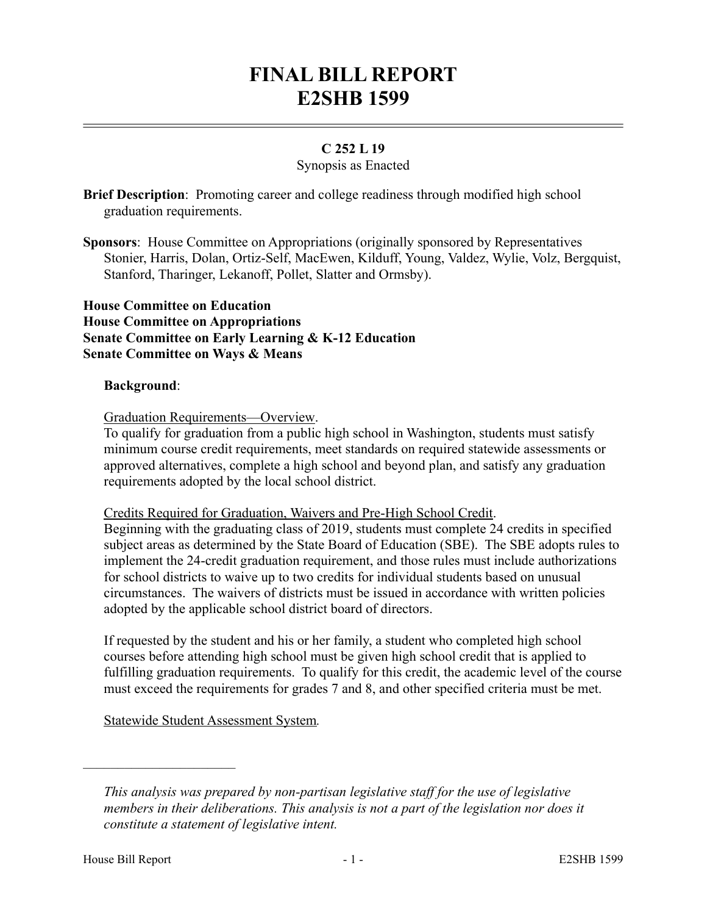# FINAL BILL REPORT
# E2SHB 1599

**C 252 L 19**

Synopsis as Enacted

**Brief Description**: Promoting career and college readiness through modified high school graduation requirements.

**Sponsors**: House Committee on Appropriations (originally sponsored by Representatives Stonier, Harris, Dolan, Ortiz-Self, MacEwen, Kilduff, Young, Valdez, Wylie, Volz, Bergquist, Stanford, Tharinger, Lekanoff, Pollet, Slatter and Ormsby).

**House Committee on Education**
**House Committee on Appropriations**
**Senate Committee on Early Learning & K-12 Education**
**Senate Committee on Ways & Means**

**Background**:

Graduation Requirements—Overview.

To qualify for graduation from a public high school in Washington, students must satisfy minimum course credit requirements, meet standards on required statewide assessments or approved alternatives, complete a high school and beyond plan, and satisfy any graduation requirements adopted by the local school district.

Credits Required for Graduation, Waivers and Pre-High School Credit.

Beginning with the graduating class of 2019, students must complete 24 credits in specified subject areas as determined by the State Board of Education (SBE). The SBE adopts rules to implement the 24-credit graduation requirement, and those rules must include authorizations for school districts to waive up to two credits for individual students based on unusual circumstances. The waivers of districts must be issued in accordance with written policies adopted by the applicable school district board of directors.

If requested by the student and his or her family, a student who completed high school courses before attending high school must be given high school credit that is applied to fulfilling graduation requirements. To qualify for this credit, the academic level of the course must exceed the requirements for grades 7 and 8, and other specified criteria must be met.

Statewide Student Assessment System.

---

*This analysis was prepared by non-partisan legislative staff for the use of legislative members in their deliberations. This analysis is not a part of the legislation nor does it constitute a statement of legislative intent.*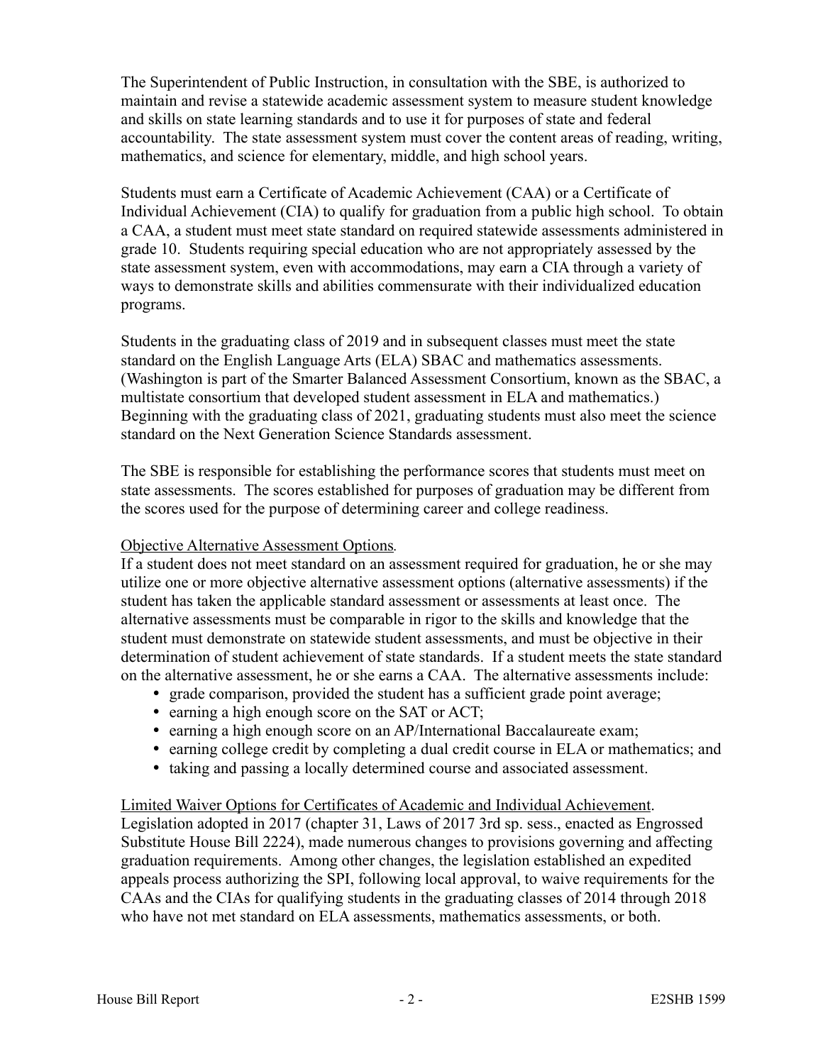The Superintendent of Public Instruction, in consultation with the SBE, is authorized to maintain and revise a statewide academic assessment system to measure student knowledge and skills on state learning standards and to use it for purposes of state and federal accountability. The state assessment system must cover the content areas of reading, writing, mathematics, and science for elementary, middle, and high school years.

Students must earn a Certificate of Academic Achievement (CAA) or a Certificate of Individual Achievement (CIA) to qualify for graduation from a public high school. To obtain a CAA, a student must meet state standard on required statewide assessments administered in grade 10. Students requiring special education who are not appropriately assessed by the state assessment system, even with accommodations, may earn a CIA through a variety of ways to demonstrate skills and abilities commensurate with their individualized education programs.

Students in the graduating class of 2019 and in subsequent classes must meet the state standard on the English Language Arts (ELA) SBAC and mathematics assessments. (Washington is part of the Smarter Balanced Assessment Consortium, known as the SBAC, a multistate consortium that developed student assessment in ELA and mathematics.) Beginning with the graduating class of 2021, graduating students must also meet the science standard on the Next Generation Science Standards assessment.

The SBE is responsible for establishing the performance scores that students must meet on state assessments. The scores established for purposes of graduation may be different from the scores used for the purpose of determining career and college readiness.

Objective Alternative Assessment Options.

If a student does not meet standard on an assessment required for graduation, he or she may utilize one or more objective alternative assessment options (alternative assessments) if the student has taken the applicable standard assessment or assessments at least once. The alternative assessments must be comparable in rigor to the skills and knowledge that the student must demonstrate on statewide student assessments, and must be objective in their determination of student achievement of state standards. If a student meets the state standard on the alternative assessment, he or she earns a CAA. The alternative assessments include:

- grade comparison, provided the student has a sufficient grade point average;
- earning a high enough score on the SAT or ACT;
- earning a high enough score on an AP/International Baccalaureate exam;
- earning college credit by completing a dual credit course in ELA or mathematics; and
- taking and passing a locally determined course and associated assessment.

Limited Waiver Options for Certificates of Academic and Individual Achievement.

Legislation adopted in 2017 (chapter 31, Laws of 2017 3rd sp. sess., enacted as Engrossed Substitute House Bill 2224), made numerous changes to provisions governing and affecting graduation requirements. Among other changes, the legislation established an expedited appeals process authorizing the SPI, following local approval, to waive requirements for the CAAs and the CIAs for qualifying students in the graduating classes of 2014 through 2018 who have not met standard on ELA assessments, mathematics assessments, or both.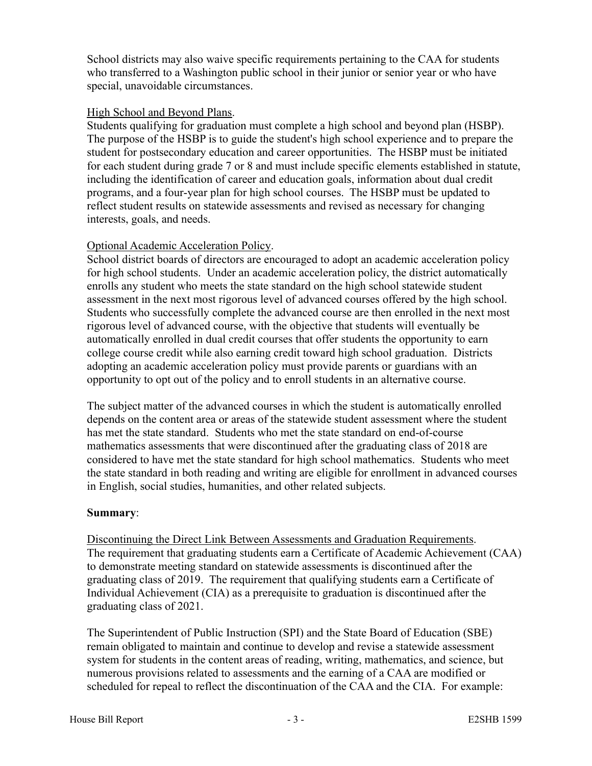School districts may also waive specific requirements pertaining to the CAA for students who transferred to a Washington public school in their junior or senior year or who have special, unavoidable circumstances.

High School and Beyond Plans.

Students qualifying for graduation must complete a high school and beyond plan (HSBP). The purpose of the HSBP is to guide the student's high school experience and to prepare the student for postsecondary education and career opportunities. The HSBP must be initiated for each student during grade 7 or 8 and must include specific elements established in statute, including the identification of career and education goals, information about dual credit programs, and a four-year plan for high school courses. The HSBP must be updated to reflect student results on statewide assessments and revised as necessary for changing interests, goals, and needs.

Optional Academic Acceleration Policy.

School district boards of directors are encouraged to adopt an academic acceleration policy for high school students. Under an academic acceleration policy, the district automatically enrolls any student who meets the state standard on the high school statewide student assessment in the next most rigorous level of advanced courses offered by the high school. Students who successfully complete the advanced course are then enrolled in the next most rigorous level of advanced course, with the objective that students will eventually be automatically enrolled in dual credit courses that offer students the opportunity to earn college course credit while also earning credit toward high school graduation. Districts adopting an academic acceleration policy must provide parents or guardians with an opportunity to opt out of the policy and to enroll students in an alternative course.

The subject matter of the advanced courses in which the student is automatically enrolled depends on the content area or areas of the statewide student assessment where the student has met the state standard. Students who met the state standard on end-of-course mathematics assessments that were discontinued after the graduating class of 2018 are considered to have met the state standard for high school mathematics. Students who meet the state standard in both reading and writing are eligible for enrollment in advanced courses in English, social studies, humanities, and other related subjects.

**Summary**:

Discontinuing the Direct Link Between Assessments and Graduation Requirements.

The requirement that graduating students earn a Certificate of Academic Achievement (CAA) to demonstrate meeting standard on statewide assessments is discontinued after the graduating class of 2019. The requirement that qualifying students earn a Certificate of Individual Achievement (CIA) as a prerequisite to graduation is discontinued after the graduating class of 2021.

The Superintendent of Public Instruction (SPI) and the State Board of Education (SBE) remain obligated to maintain and continue to develop and revise a statewide assessment system for students in the content areas of reading, writing, mathematics, and science, but numerous provisions related to assessments and the earning of a CAA are modified or scheduled for repeal to reflect the discontinuation of the CAA and the CIA. For example: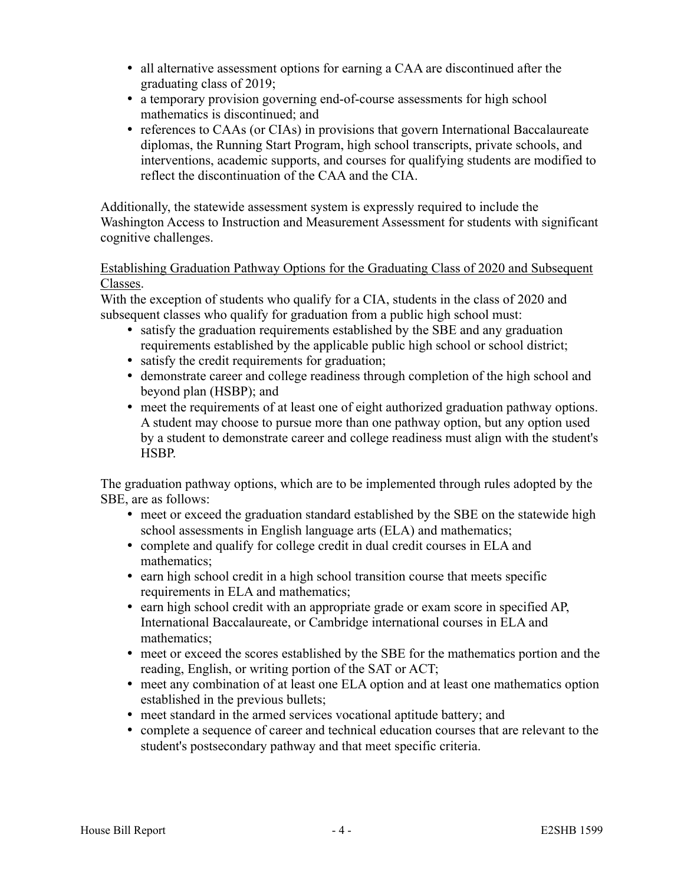- all alternative assessment options for earning a CAA are discontinued after the graduating class of 2019;
- a temporary provision governing end-of-course assessments for high school mathematics is discontinued; and
- references to CAAs (or CIAs) in provisions that govern International Baccalaureate diplomas, the Running Start Program, high school transcripts, private schools, and interventions, academic supports, and courses for qualifying students are modified to reflect the discontinuation of the CAA and the CIA.

Additionally, the statewide assessment system is expressly required to include the Washington Access to Instruction and Measurement Assessment for students with significant cognitive challenges.

Establishing Graduation Pathway Options for the Graduating Class of 2020 and Subsequent Classes.

With the exception of students who qualify for a CIA, students in the class of 2020 and subsequent classes who qualify for graduation from a public high school must:

- satisfy the graduation requirements established by the SBE and any graduation requirements established by the applicable public high school or school district;
- satisfy the credit requirements for graduation;
- demonstrate career and college readiness through completion of the high school and beyond plan (HSBP); and
- meet the requirements of at least one of eight authorized graduation pathway options. A student may choose to pursue more than one pathway option, but any option used by a student to demonstrate career and college readiness must align with the student's HSBP.

The graduation pathway options, which are to be implemented through rules adopted by the SBE, are as follows:

- meet or exceed the graduation standard established by the SBE on the statewide high school assessments in English language arts (ELA) and mathematics;
- complete and qualify for college credit in dual credit courses in ELA and mathematics;
- earn high school credit in a high school transition course that meets specific requirements in ELA and mathematics;
- earn high school credit with an appropriate grade or exam score in specified AP, International Baccalaureate, or Cambridge international courses in ELA and mathematics;
- meet or exceed the scores established by the SBE for the mathematics portion and the reading, English, or writing portion of the SAT or ACT;
- meet any combination of at least one ELA option and at least one mathematics option established in the previous bullets;
- meet standard in the armed services vocational aptitude battery; and
- complete a sequence of career and technical education courses that are relevant to the student's postsecondary pathway and that meet specific criteria.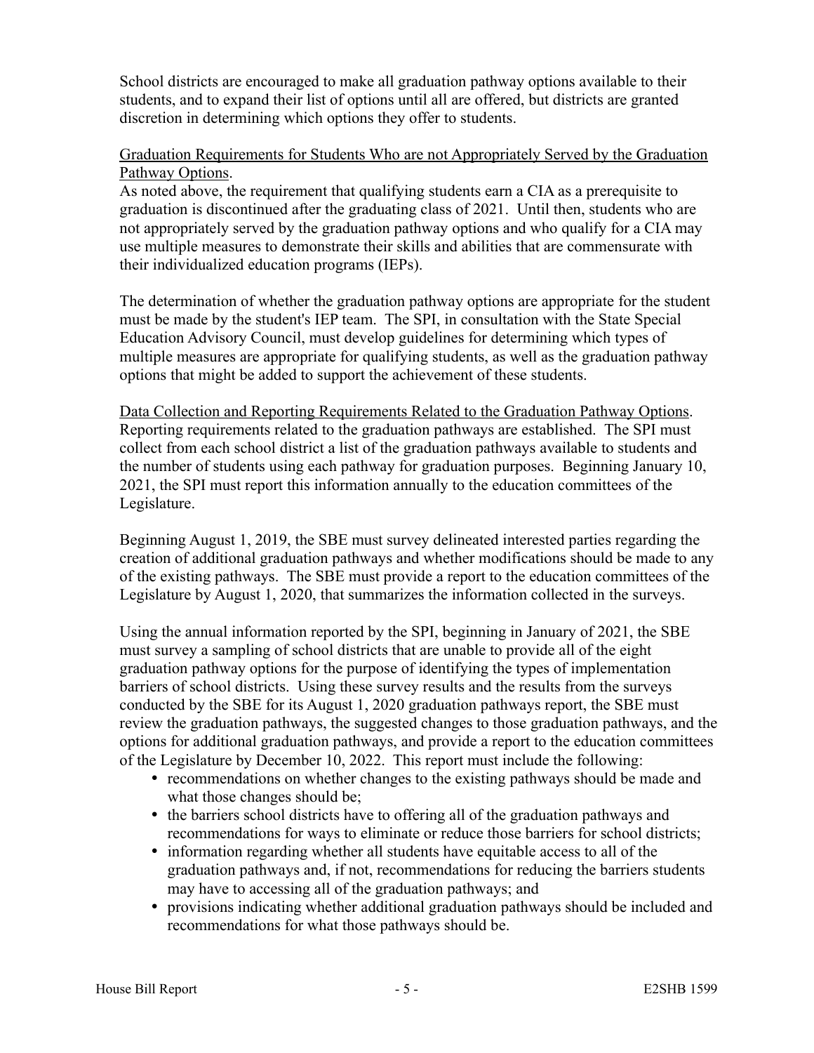School districts are encouraged to make all graduation pathway options available to their students, and to expand their list of options until all are offered, but districts are granted discretion in determining which options they offer to students.

Graduation Requirements for Students Who are not Appropriately Served by the Graduation Pathway Options.
As noted above, the requirement that qualifying students earn a CIA as a prerequisite to graduation is discontinued after the graduating class of 2021. Until then, students who are not appropriately served by the graduation pathway options and who qualify for a CIA may use multiple measures to demonstrate their skills and abilities that are commensurate with their individualized education programs (IEPs).

The determination of whether the graduation pathway options are appropriate for the student must be made by the student's IEP team. The SPI, in consultation with the State Special Education Advisory Council, must develop guidelines for determining which types of multiple measures are appropriate for qualifying students, as well as the graduation pathway options that might be added to support the achievement of these students.

Data Collection and Reporting Requirements Related to the Graduation Pathway Options.
Reporting requirements related to the graduation pathways are established. The SPI must collect from each school district a list of the graduation pathways available to students and the number of students using each pathway for graduation purposes. Beginning January 10, 2021, the SPI must report this information annually to the education committees of the Legislature.

Beginning August 1, 2019, the SBE must survey delineated interested parties regarding the creation of additional graduation pathways and whether modifications should be made to any of the existing pathways. The SBE must provide a report to the education committees of the Legislature by August 1, 2020, that summarizes the information collected in the surveys.

Using the annual information reported by the SPI, beginning in January of 2021, the SBE must survey a sampling of school districts that are unable to provide all of the eight graduation pathway options for the purpose of identifying the types of implementation barriers of school districts. Using these survey results and the results from the surveys conducted by the SBE for its August 1, 2020 graduation pathways report, the SBE must review the graduation pathways, the suggested changes to those graduation pathways, and the options for additional graduation pathways, and provide a report to the education committees of the Legislature by December 10, 2022. This report must include the following:

- recommendations on whether changes to the existing pathways should be made and what those changes should be;
- the barriers school districts have to offering all of the graduation pathways and recommendations for ways to eliminate or reduce those barriers for school districts;
- information regarding whether all students have equitable access to all of the graduation pathways and, if not, recommendations for reducing the barriers students may have to accessing all of the graduation pathways; and
- provisions indicating whether additional graduation pathways should be included and recommendations for what those pathways should be.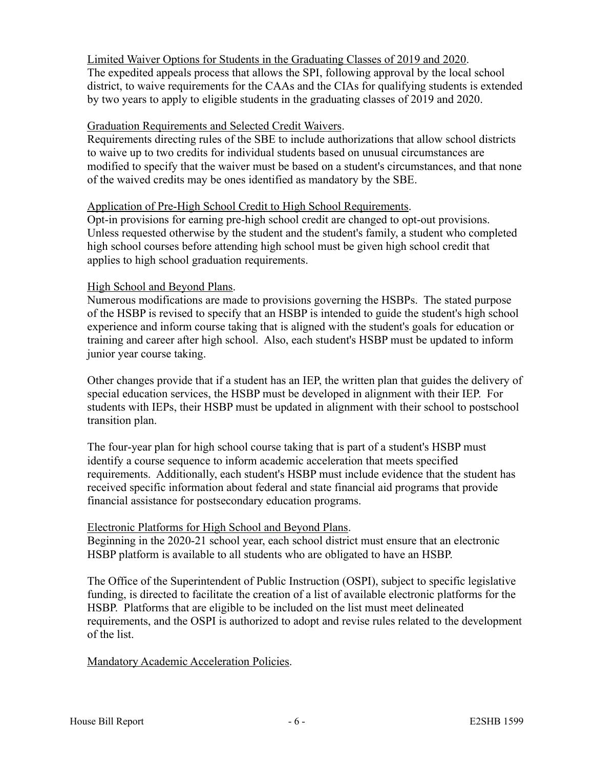Limited Waiver Options for Students in the Graduating Classes of 2019 and 2020.
The expedited appeals process that allows the SPI, following approval by the local school district, to waive requirements for the CAAs and the CIAs for qualifying students is extended by two years to apply to eligible students in the graduating classes of 2019 and 2020.

Graduation Requirements and Selected Credit Waivers.
Requirements directing rules of the SBE to include authorizations that allow school districts to waive up to two credits for individual students based on unusual circumstances are modified to specify that the waiver must be based on a student's circumstances, and that none of the waived credits may be ones identified as mandatory by the SBE.

Application of Pre-High School Credit to High School Requirements.
Opt-in provisions for earning pre-high school credit are changed to opt-out provisions. Unless requested otherwise by the student and the student's family, a student who completed high school courses before attending high school must be given high school credit that applies to high school graduation requirements.

High School and Beyond Plans.
Numerous modifications are made to provisions governing the HSBPs. The stated purpose of the HSBP is revised to specify that an HSBP is intended to guide the student's high school experience and inform course taking that is aligned with the student's goals for education or training and career after high school. Also, each student's HSBP must be updated to inform junior year course taking.

Other changes provide that if a student has an IEP, the written plan that guides the delivery of special education services, the HSBP must be developed in alignment with their IEP. For students with IEPs, their HSBP must be updated in alignment with their school to postschool transition plan.

The four-year plan for high school course taking that is part of a student's HSBP must identify a course sequence to inform academic acceleration that meets specified requirements. Additionally, each student's HSBP must include evidence that the student has received specific information about federal and state financial aid programs that provide financial assistance for postsecondary education programs.

Electronic Platforms for High School and Beyond Plans.
Beginning in the 2020-21 school year, each school district must ensure that an electronic HSBP platform is available to all students who are obligated to have an HSBP.

The Office of the Superintendent of Public Instruction (OSPI), subject to specific legislative funding, is directed to facilitate the creation of a list of available electronic platforms for the HSBP. Platforms that are eligible to be included on the list must meet delineated requirements, and the OSPI is authorized to adopt and revise rules related to the development of the list.

Mandatory Academic Acceleration Policies.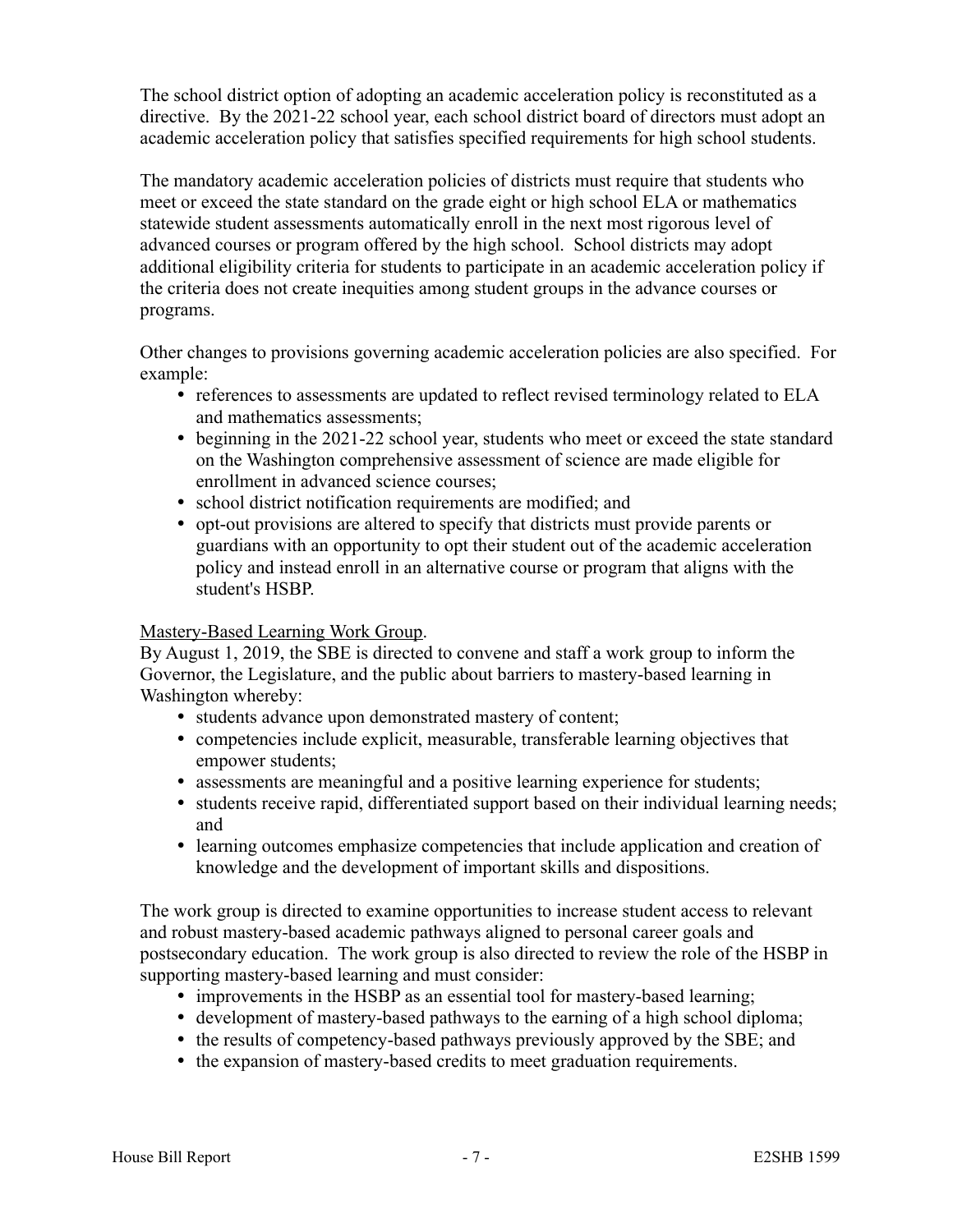The school district option of adopting an academic acceleration policy is reconstituted as a directive. By the 2021-22 school year, each school district board of directors must adopt an academic acceleration policy that satisfies specified requirements for high school students.

The mandatory academic acceleration policies of districts must require that students who meet or exceed the state standard on the grade eight or high school ELA or mathematics statewide student assessments automatically enroll in the next most rigorous level of advanced courses or program offered by the high school. School districts may adopt additional eligibility criteria for students to participate in an academic acceleration policy if the criteria does not create inequities among student groups in the advance courses or programs.

Other changes to provisions governing academic acceleration policies are also specified. For example:

- references to assessments are updated to reflect revised terminology related to ELA and mathematics assessments;
- beginning in the 2021-22 school year, students who meet or exceed the state standard on the Washington comprehensive assessment of science are made eligible for enrollment in advanced science courses;
- school district notification requirements are modified; and
- opt-out provisions are altered to specify that districts must provide parents or guardians with an opportunity to opt their student out of the academic acceleration policy and instead enroll in an alternative course or program that aligns with the student's HSBP.

Mastery-Based Learning Work Group.
By August 1, 2019, the SBE is directed to convene and staff a work group to inform the Governor, the Legislature, and the public about barriers to mastery-based learning in Washington whereby:

- students advance upon demonstrated mastery of content;
- competencies include explicit, measurable, transferable learning objectives that empower students;
- assessments are meaningful and a positive learning experience for students;
- students receive rapid, differentiated support based on their individual learning needs; and
- learning outcomes emphasize competencies that include application and creation of knowledge and the development of important skills and dispositions.

The work group is directed to examine opportunities to increase student access to relevant and robust mastery-based academic pathways aligned to personal career goals and postsecondary education. The work group is also directed to review the role of the HSBP in supporting mastery-based learning and must consider:

- improvements in the HSBP as an essential tool for mastery-based learning;
- development of mastery-based pathways to the earning of a high school diploma;
- the results of competency-based pathways previously approved by the SBE; and
- the expansion of mastery-based credits to meet graduation requirements.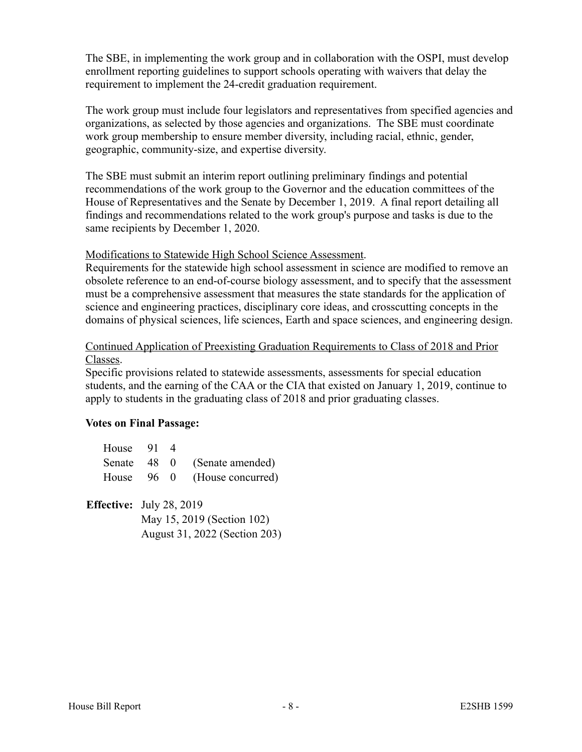The SBE, in implementing the work group and in collaboration with the OSPI, must develop enrollment reporting guidelines to support schools operating with waivers that delay the requirement to implement the 24-credit graduation requirement.

The work group must include four legislators and representatives from specified agencies and organizations, as selected by those agencies and organizations. The SBE must coordinate work group membership to ensure member diversity, including racial, ethnic, gender, geographic, community-size, and expertise diversity.

The SBE must submit an interim report outlining preliminary findings and potential recommendations of the work group to the Governor and the education committees of the House of Representatives and the Senate by December 1, 2019. A final report detailing all findings and recommendations related to the work group's purpose and tasks is due to the same recipients by December 1, 2020.

Modifications to Statewide High School Science Assessment.

Requirements for the statewide high school assessment in science are modified to remove an obsolete reference to an end-of-course biology assessment, and to specify that the assessment must be a comprehensive assessment that measures the state standards for the application of science and engineering practices, disciplinary core ideas, and crosscutting concepts in the domains of physical sciences, life sciences, Earth and space sciences, and engineering design.

Continued Application of Preexisting Graduation Requirements to Class of 2018 and Prior Classes.

Specific provisions related to statewide assessments, assessments for special education students, and the earning of the CAA or the CIA that existed on January 1, 2019, continue to apply to students in the graduating class of 2018 and prior graduating classes.

**Votes on Final Passage:**

| | | | |
|---|---|---|---|
| House | 91 | 4 | |
| Senate | 48 | 0 | (Senate amended) |
| House | 96 | 0 | (House concurred) |

**Effective:** July 28, 2019
May 15, 2019 (Section 102)
August 31, 2022 (Section 203)